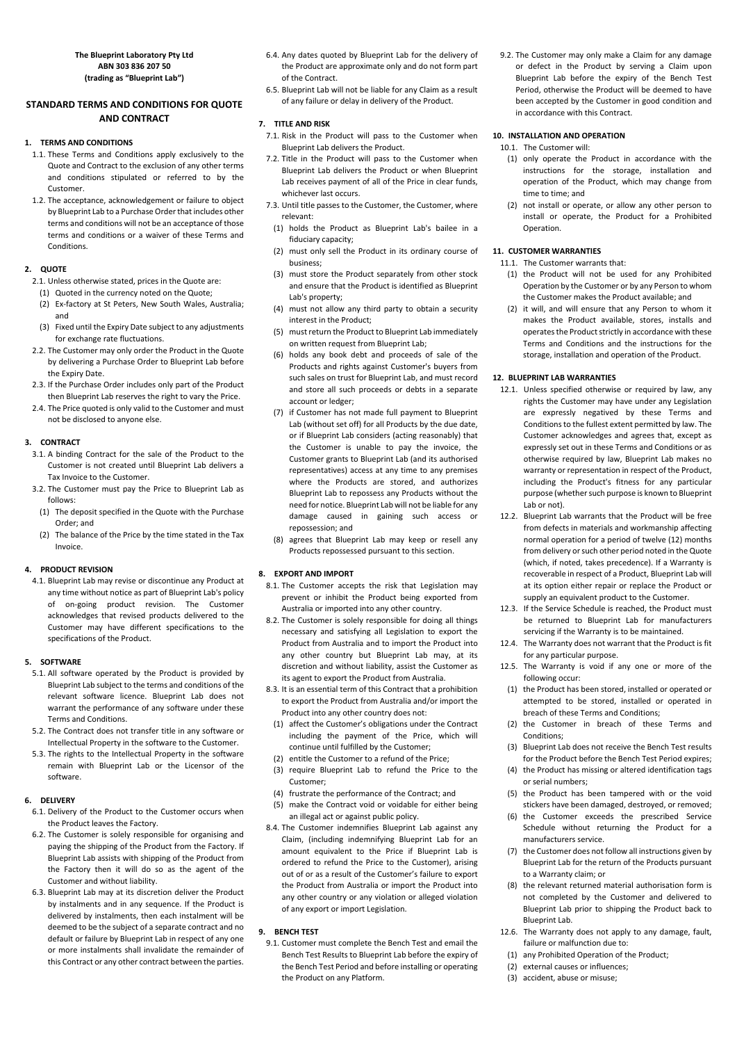**The Blueprint Laboratory Pty Ltd**
**ABN 303 836 207 50**
**(trading as "Blueprint Lab")**

# STANDARD TERMS AND CONDITIONS FOR QUOTE AND CONTRACT

## 1. TERMS AND CONDITIONS

1.1. These Terms and Conditions apply exclusively to the Quote and Contract to the exclusion of any other terms and conditions stipulated or referred to by the Customer.

1.2. The acceptance, acknowledgement or failure to object by Blueprint Lab to a Purchase Order that includes other terms and conditions will not be an acceptance of those terms and conditions or a waiver of these Terms and Conditions.

## 2. QUOTE

2.1. Unless otherwise stated, prices in the Quote are:

(1) Quoted in the currency noted on the Quote;

(2) Ex-factory at St Peters, New South Wales, Australia; and

(3) Fixed until the Expiry Date subject to any adjustments for exchange rate fluctuations.

2.2. The Customer may only order the Product in the Quote by delivering a Purchase Order to Blueprint Lab before the Expiry Date.

2.3. If the Purchase Order includes only part of the Product then Blueprint Lab reserves the right to vary the Price.

2.4. The Price quoted is only valid to the Customer and must not be disclosed to anyone else.

## 3. CONTRACT

3.1. A binding Contract for the sale of the Product to the Customer is not created until Blueprint Lab delivers a Tax Invoice to the Customer.

3.2. The Customer must pay the Price to Blueprint Lab as follows:

(1) The deposit specified in the Quote with the Purchase Order; and

(2) The balance of the Price by the time stated in the Tax Invoice.

## 4. PRODUCT REVISION

4.1. Blueprint Lab may revise or discontinue any Product at any time without notice as part of Blueprint Lab's policy of on-going product revision. The Customer acknowledges that revised products delivered to the Customer may have different specifications to the specifications of the Product.

## 5. SOFTWARE

5.1. All software operated by the Product is provided by Blueprint Lab subject to the terms and conditions of the relevant software licence. Blueprint Lab does not warrant the performance of any software under these Terms and Conditions.

5.2. The Contract does not transfer title in any software or Intellectual Property in the software to the Customer.

5.3. The rights to the Intellectual Property in the software remain with Blueprint Lab or the Licensor of the software.

## 6. DELIVERY

6.1. Delivery of the Product to the Customer occurs when the Product leaves the Factory.

6.2. The Customer is solely responsible for organising and paying the shipping of the Product from the Factory. If Blueprint Lab assists with shipping of the Product from the Factory then it will do so as the agent of the Customer and without liability.

6.3. Blueprint Lab may at its discretion deliver the Product by instalments and in any sequence. If the Product is delivered by instalments, then each instalment will be deemed to be the subject of a separate contract and no default or failure by Blueprint Lab in respect of any one or more instalments shall invalidate the remainder of this Contract or any other contract between the parties.

6.4. Any dates quoted by Blueprint Lab for the delivery of the Product are approximate only and do not form part of the Contract.

6.5. Blueprint Lab will not be liable for any Claim as a result of any failure or delay in delivery of the Product.

## 7. TITLE AND RISK

7.1. Risk in the Product will pass to the Customer when Blueprint Lab delivers the Product.

7.2. Title in the Product will pass to the Customer when Blueprint Lab delivers the Product or when Blueprint Lab receives payment of all of the Price in clear funds, whichever last occurs.

7.3. Until title passes to the Customer, the Customer, where relevant:

(1) holds the Product as Blueprint Lab's bailee in a fiduciary capacity;

(2) must only sell the Product in its ordinary course of business;

(3) must store the Product separately from other stock and ensure that the Product is identified as Blueprint Lab's property;

(4) must not allow any third party to obtain a security interest in the Product;

(5) must return the Product to Blueprint Lab immediately on written request from Blueprint Lab;

(6) holds any book debt and proceeds of sale of the Products and rights against Customer's buyers from such sales on trust for Blueprint Lab, and must record and store all such proceeds or debts in a separate account or ledger;

(7) if Customer has not made full payment to Blueprint Lab (without set off) for all Products by the due date, or if Blueprint Lab considers (acting reasonably) that the Customer is unable to pay the invoice, the Customer grants to Blueprint Lab (and its authorised representatives) access at any time to any premises where the Products are stored, and authorizes Blueprint Lab to repossess any Products without the need for notice. Blueprint Lab will not be liable for any damage caused in gaining such access or repossession; and

(8) agrees that Blueprint Lab may keep or resell any Products repossessed pursuant to this section.

## 8. EXPORT AND IMPORT

8.1. The Customer accepts the risk that Legislation may prevent or inhibit the Product being exported from Australia or imported into any other country.

8.2. The Customer is solely responsible for doing all things necessary and satisfying all Legislation to export the Product from Australia and to import the Product into any other country but Blueprint Lab may, at its discretion and without liability, assist the Customer as its agent to export the Product from Australia.

8.3. It is an essential term of this Contract that a prohibition to export the Product from Australia and/or import the Product into any other country does not:

(1) affect the Customer's obligations under the Contract including the payment of the Price, which will continue until fulfilled by the Customer;

(2) entitle the Customer to a refund of the Price;

(3) require Blueprint Lab to refund the Price to the Customer;

(4) frustrate the performance of the Contract; and

(5) make the Contract void or voidable for either being an illegal act or against public policy.

8.4. The Customer indemnifies Blueprint Lab against any Claim, (including indemnifying Blueprint Lab for an amount equivalent to the Price if Blueprint Lab is ordered to refund the Price to the Customer), arising out of or as a result of the Customer's failure to export the Product from Australia or import the Product into any other country or any violation or alleged violation of any export or import Legislation.

## 9. BENCH TEST

9.1. Customer must complete the Bench Test and email the Bench Test Results to Blueprint Lab before the expiry of the Bench Test Period and before installing or operating the Product on any Platform.

9.2. The Customer may only make a Claim for any damage or defect in the Product by serving a Claim upon Blueprint Lab before the expiry of the Bench Test Period, otherwise the Product will be deemed to have been accepted by the Customer in good condition and in accordance with this Contract.

## 10. INSTALLATION AND OPERATION

10.1. The Customer will:

(1) only operate the Product in accordance with the instructions for the storage, installation and operation of the Product, which may change from time to time; and

(2) not install or operate, or allow any other person to install or operate, the Product for a Prohibited Operation.

## 11. CUSTOMER WARRANTIES

11.1. The Customer warrants that:

(1) the Product will not be used for any Prohibited Operation by the Customer or by any Person to whom the Customer makes the Product available; and

(2) it will, and will ensure that any Person to whom it makes the Product available, stores, installs and operates the Product strictly in accordance with these Terms and Conditions and the instructions for the storage, installation and operation of the Product.

## 12. BLUEPRINT LAB WARRANTIES

12.1. Unless specified otherwise or required by law, any rights the Customer may have under any Legislation are expressly negatived by these Terms and Conditions to the fullest extent permitted by law. The Customer acknowledges and agrees that, except as expressly set out in these Terms and Conditions or as otherwise required by law, Blueprint Lab makes no warranty or representation in respect of the Product, including the Product's fitness for any particular purpose (whether such purpose is known to Blueprint Lab or not).

12.2. Blueprint Lab warrants that the Product will be free from defects in materials and workmanship affecting normal operation for a period of twelve (12) months from delivery or such other period noted in the Quote (which, if noted, takes precedence). If a Warranty is recoverable in respect of a Product, Blueprint Lab will at its option either repair or replace the Product or supply an equivalent product to the Customer.

12.3. If the Service Schedule is reached, the Product must be returned to Blueprint Lab for manufacturers servicing if the Warranty is to be maintained.

12.4. The Warranty does not warrant that the Product is fit for any particular purpose.

12.5. The Warranty is void if any one or more of the following occur:

(1) the Product has been stored, installed or operated or attempted to be stored, installed or operated in breach of these Terms and Conditions;

(2) the Customer in breach of these Terms and Conditions;

(3) Blueprint Lab does not receive the Bench Test results for the Product before the Bench Test Period expires;

(4) the Product has missing or altered identification tags or serial numbers;

(5) the Product has been tampered with or the void stickers have been damaged, destroyed, or removed;

(6) the Customer exceeds the prescribed Service Schedule without returning the Product for a manufacturers service.

(7) the Customer does not follow all instructions given by Blueprint Lab for the return of the Products pursuant to a Warranty claim; or

(8) the relevant returned material authorisation form is not completed by the Customer and delivered to Blueprint Lab prior to shipping the Product back to Blueprint Lab.

12.6. The Warranty does not apply to any damage, fault, failure or malfunction due to:

(1) any Prohibited Operation of the Product;

(2) external causes or influences;

(3) accident, abuse or misuse;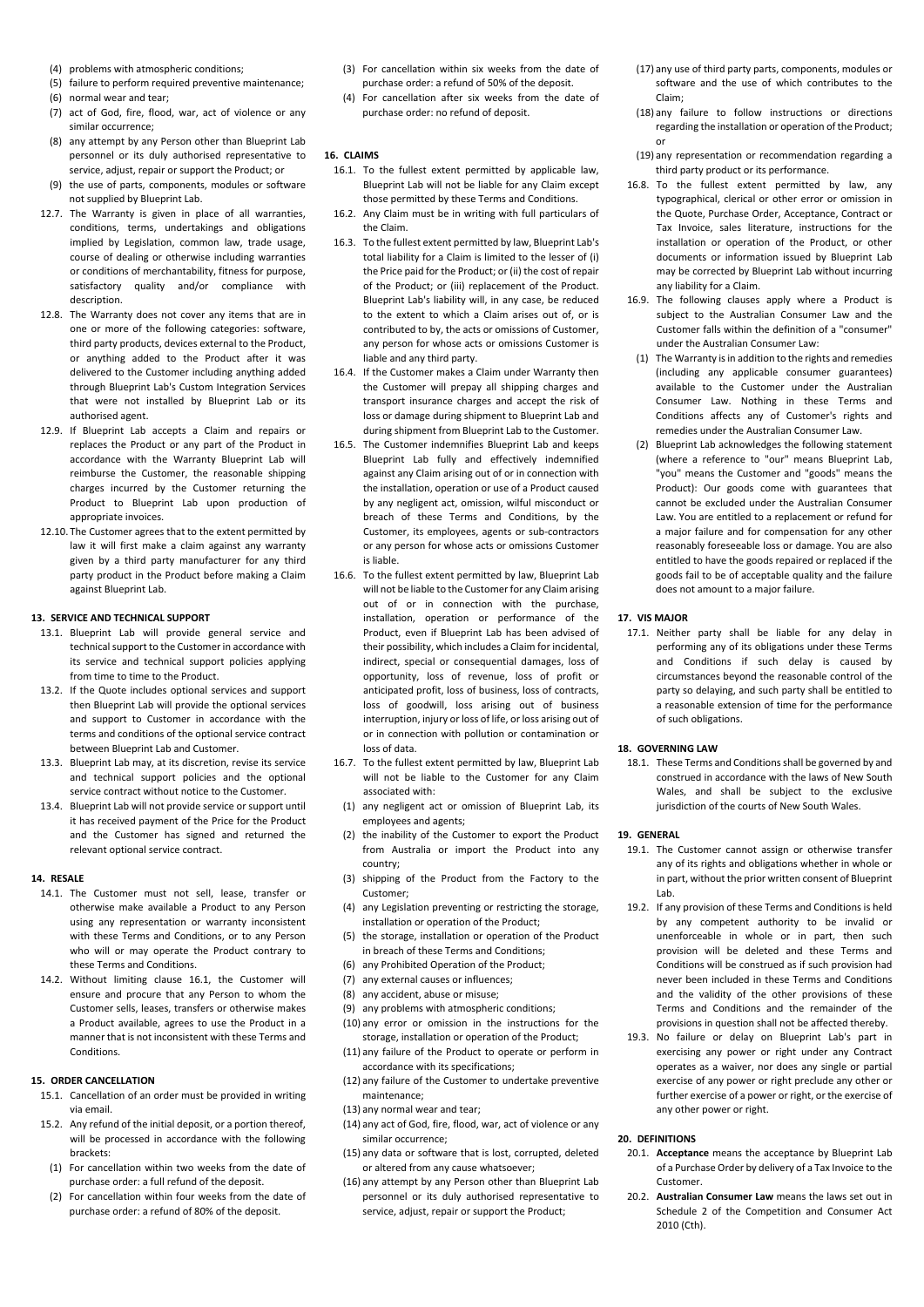(4) problems with atmospheric conditions;

(5) failure to perform required preventive maintenance;

(6) normal wear and tear;

(7) act of God, fire, flood, war, act of violence or any similar occurrence;

(8) any attempt by any Person other than Blueprint Lab personnel or its duly authorised representative to service, adjust, repair or support the Product; or

(9) the use of parts, components, modules or software not supplied by Blueprint Lab.

12.7. The Warranty is given in place of all warranties, conditions, terms, undertakings and obligations implied by Legislation, common law, trade usage, course of dealing or otherwise including warranties or conditions of merchantability, fitness for purpose, satisfactory quality and/or compliance with description.

12.8. The Warranty does not cover any items that are in one or more of the following categories: software, third party products, devices external to the Product, or anything added to the Product after it was delivered to the Customer including anything added through Blueprint Lab's Custom Integration Services that were not installed by Blueprint Lab or its authorised agent.

12.9. If Blueprint Lab accepts a Claim and repairs or replaces the Product or any part of the Product in accordance with the Warranty Blueprint Lab will reimburse the Customer, the reasonable shipping charges incurred by the Customer returning the Product to Blueprint Lab upon production of appropriate invoices.

12.10. The Customer agrees that to the extent permitted by law it will first make a claim against any warranty given by a third party manufacturer for any third party product in the Product before making a Claim against Blueprint Lab.

**13. SERVICE AND TECHNICAL SUPPORT**

13.1. Blueprint Lab will provide general service and technical support to the Customer in accordance with its service and technical support policies applying from time to time to the Product.

13.2. If the Quote includes optional services and support then Blueprint Lab will provide the optional services and support to Customer in accordance with the terms and conditions of the optional service contract between Blueprint Lab and Customer.

13.3. Blueprint Lab may, at its discretion, revise its service and technical support policies and the optional service contract without notice to the Customer.

13.4. Blueprint Lab will not provide service or support until it has received payment of the Price for the Product and the Customer has signed and returned the relevant optional service contract.

**14. RESALE**

14.1. The Customer must not sell, lease, transfer or otherwise make available a Product to any Person using any representation or warranty inconsistent with these Terms and Conditions, or to any Person who will or may operate the Product contrary to these Terms and Conditions.

14.2. Without limiting clause 16.1, the Customer will ensure and procure that any Person to whom the Customer sells, leases, transfers or otherwise makes a Product available, agrees to use the Product in a manner that is not inconsistent with these Terms and Conditions.

**15. ORDER CANCELLATION**

15.1. Cancellation of an order must be provided in writing via email.

15.2. Any refund of the initial deposit, or a portion thereof, will be processed in accordance with the following brackets:

(1) For cancellation within two weeks from the date of purchase order: a full refund of the deposit.

(2) For cancellation within four weeks from the date of purchase order: a refund of 80% of the deposit.

(3) For cancellation within six weeks from the date of purchase order: a refund of 50% of the deposit.

(4) For cancellation after six weeks from the date of purchase order: no refund of deposit.

**16. CLAIMS**

16.1. To the fullest extent permitted by applicable law, Blueprint Lab will not be liable for any Claim except those permitted by these Terms and Conditions.

16.2. Any Claim must be in writing with full particulars of the Claim.

16.3. To the fullest extent permitted by law, Blueprint Lab's total liability for a Claim is limited to the lesser of (i) the Price paid for the Product; or (ii) the cost of repair of the Product; or (iii) replacement of the Product. Blueprint Lab's liability will, in any case, be reduced to the extent to which a Claim arises out of, or is contributed to by, the acts or omissions of Customer, any person for whose acts or omissions Customer is liable and any third party.

16.4. If the Customer makes a Claim under Warranty then the Customer will prepay all shipping charges and transport insurance charges and accept the risk of loss or damage during shipment to Blueprint Lab and during shipment from Blueprint Lab to the Customer.

16.5. The Customer indemnifies Blueprint Lab and keeps Blueprint Lab fully and effectively indemnified against any Claim arising out of or in connection with the installation, operation or use of a Product caused by any negligent act, omission, wilful misconduct or breach of these Terms and Conditions, by the Customer, its employees, agents or sub-contractors or any person for whose acts or omissions Customer is liable.

16.6. To the fullest extent permitted by law, Blueprint Lab will not be liable to the Customer for any Claim arising out of or in connection with the purchase, installation, operation or performance of the Product, even if Blueprint Lab has been advised of their possibility, which includes a Claim for incidental, indirect, special or consequential damages, loss of opportunity, loss of revenue, loss of profit or anticipated profit, loss of business, loss of contracts, loss of goodwill, loss arising out of business interruption, injury or loss of life, or loss arising out of or in connection with pollution or contamination or loss of data.

16.7. To the fullest extent permitted by law, Blueprint Lab will not be liable to the Customer for any Claim associated with:

(1) any negligent act or omission of Blueprint Lab, its employees and agents;

(2) the inability of the Customer to export the Product from Australia or import the Product into any country;

(3) shipping of the Product from the Factory to the Customer;

(4) any Legislation preventing or restricting the storage, installation or operation of the Product;

(5) the storage, installation or operation of the Product in breach of these Terms and Conditions;

(6) any Prohibited Operation of the Product;

(7) any external causes or influences;

(8) any accident, abuse or misuse;

(9) any problems with atmospheric conditions;

(10) any error or omission in the instructions for the storage, installation or operation of the Product;

(11) any failure of the Product to operate or perform in accordance with its specifications;

(12) any failure of the Customer to undertake preventive maintenance;

(13) any normal wear and tear;

(14) any act of God, fire, flood, war, act of violence or any similar occurrence;

(15) any data or software that is lost, corrupted, deleted or altered from any cause whatsoever;

(16) any attempt by any Person other than Blueprint Lab personnel or its duly authorised representative to service, adjust, repair or support the Product;

(17) any use of third party parts, components, modules or software and the use of which contributes to the Claim;

(18) any failure to follow instructions or directions regarding the installation or operation of the Product; or

(19) any representation or recommendation regarding a third party product or its performance.

16.8. To the fullest extent permitted by law, any typographical, clerical or other error or omission in the Quote, Purchase Order, Acceptance, Contract or Tax Invoice, sales literature, instructions for the installation or operation of the Product, or other documents or information issued by Blueprint Lab may be corrected by Blueprint Lab without incurring any liability for a Claim.

16.9. The following clauses apply where a Product is subject to the Australian Consumer Law and the Customer falls within the definition of a "consumer" under the Australian Consumer Law:

(1) The Warranty is in addition to the rights and remedies (including any applicable consumer guarantees) available to the Customer under the Australian Consumer Law. Nothing in these Terms and Conditions affects any of Customer's rights and remedies under the Australian Consumer Law.

(2) Blueprint Lab acknowledges the following statement (where a reference to "our" means Blueprint Lab, "you" means the Customer and "goods" means the Product): Our goods come with guarantees that cannot be excluded under the Australian Consumer Law. You are entitled to a replacement or refund for a major failure and for compensation for any other reasonably foreseeable loss or damage. You are also entitled to have the goods repaired or replaced if the goods fail to be of acceptable quality and the failure does not amount to a major failure.

**17. VIS MAJOR**

17.1. Neither party shall be liable for any delay in performing any of its obligations under these Terms and Conditions if such delay is caused by circumstances beyond the reasonable control of the party so delaying, and such party shall be entitled to a reasonable extension of time for the performance of such obligations.

**18. GOVERNING LAW**

18.1. These Terms and Conditions shall be governed by and construed in accordance with the laws of New South Wales, and shall be subject to the exclusive jurisdiction of the courts of New South Wales.

**19. GENERAL**

19.1. The Customer cannot assign or otherwise transfer any of its rights and obligations whether in whole or in part, without the prior written consent of Blueprint Lab.

19.2. If any provision of these Terms and Conditions is held by any competent authority to be invalid or unenforceable in whole or in part, then such provision will be deleted and these Terms and Conditions will be construed as if such provision had never been included in these Terms and Conditions and the validity of the other provisions of these Terms and Conditions and the remainder of the provisions in question shall not be affected thereby.

19.3. No failure or delay on Blueprint Lab's part in exercising any power or right under any Contract operates as a waiver, nor does any single or partial exercise of any power or right preclude any other or further exercise of a power or right, or the exercise of any other power or right.

**20. DEFINITIONS**

20.1. **Acceptance** means the acceptance by Blueprint Lab of a Purchase Order by delivery of a Tax Invoice to the Customer.

20.2. **Australian Consumer Law** means the laws set out in Schedule 2 of the Competition and Consumer Act 2010 (Cth).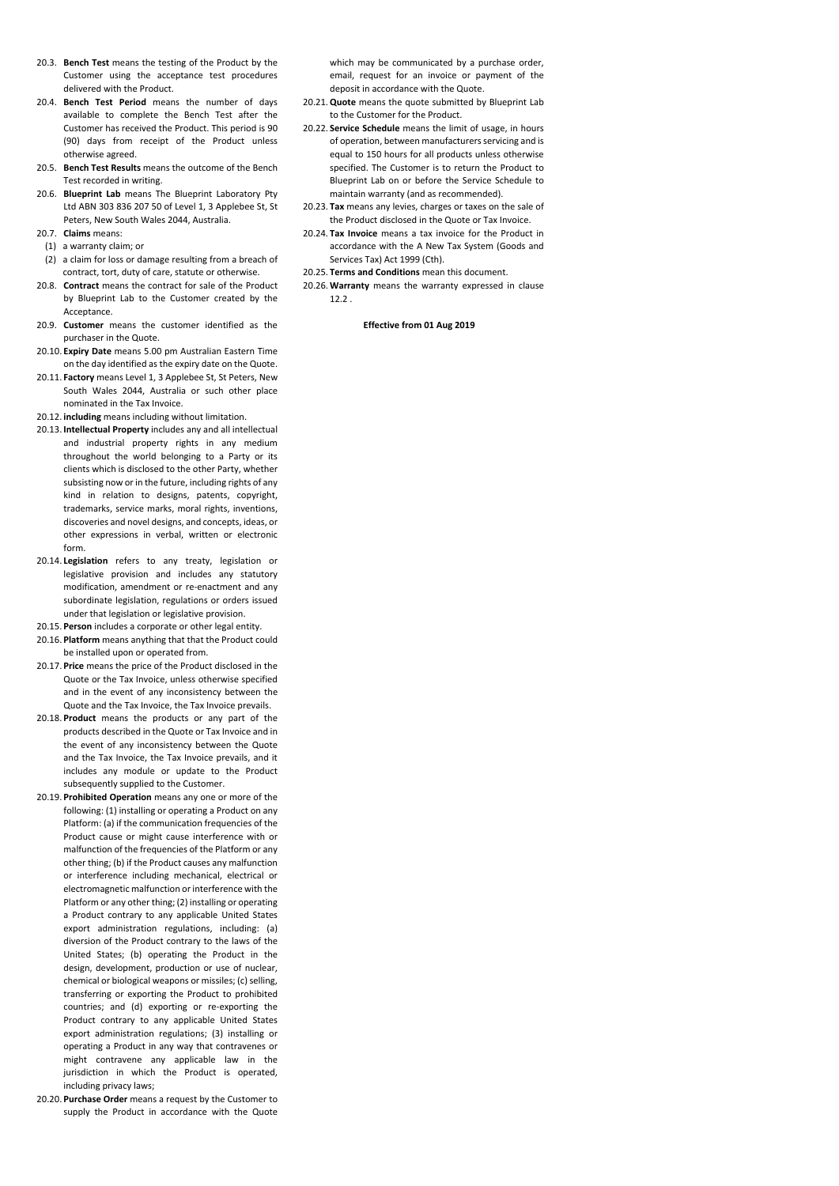20.3. **Bench Test** means the testing of the Product by the Customer using the acceptance test procedures delivered with the Product.

20.4. **Bench Test Period** means the number of days available to complete the Bench Test after the Customer has received the Product. This period is 90 (90) days from receipt of the Product unless otherwise agreed.

20.5. **Bench Test Results** means the outcome of the Bench Test recorded in writing.

20.6. **Blueprint Lab** means The Blueprint Laboratory Pty Ltd ABN 303 836 207 50 of Level 1, 3 Applebee St, St Peters, New South Wales 2044, Australia.

20.7. **Claims** means:

(1) a warranty claim; or

(2) a claim for loss or damage resulting from a breach of contract, tort, duty of care, statute or otherwise.

20.8. **Contract** means the contract for sale of the Product by Blueprint Lab to the Customer created by the Acceptance.

20.9. **Customer** means the customer identified as the purchaser in the Quote.

20.10. **Expiry Date** means 5.00 pm Australian Eastern Time on the day identified as the expiry date on the Quote.

20.11. **Factory** means Level 1, 3 Applebee St, St Peters, New South Wales 2044, Australia or such other place nominated in the Tax Invoice.

20.12. **including** means including without limitation.

20.13. **Intellectual Property** includes any and all intellectual and industrial property rights in any medium throughout the world belonging to a Party or its clients which is disclosed to the other Party, whether subsisting now or in the future, including rights of any kind in relation to designs, patents, copyright, trademarks, service marks, moral rights, inventions, discoveries and novel designs, and concepts, ideas, or other expressions in verbal, written or electronic form.

20.14. **Legislation** refers to any treaty, legislation or legislative provision and includes any statutory modification, amendment or re-enactment and any subordinate legislation, regulations or orders issued under that legislation or legislative provision.

20.15. **Person** includes a corporate or other legal entity.

20.16. **Platform** means anything that that the Product could be installed upon or operated from.

20.17. **Price** means the price of the Product disclosed in the Quote or the Tax Invoice, unless otherwise specified and in the event of any inconsistency between the Quote and the Tax Invoice, the Tax Invoice prevails.

20.18. **Product** means the products or any part of the products described in the Quote or Tax Invoice and in the event of any inconsistency between the Quote and the Tax Invoice, the Tax Invoice prevails, and it includes any module or update to the Product subsequently supplied to the Customer.

20.19. **Prohibited Operation** means any one or more of the following: (1) installing or operating a Product on any Platform: (a) if the communication frequencies of the Product cause or might cause interference with or malfunction of the frequencies of the Platform or any other thing; (b) if the Product causes any malfunction or interference including mechanical, electrical or electromagnetic malfunction or interference with the Platform or any other thing; (2) installing or operating a Product contrary to any applicable United States export administration regulations, including: (a) diversion of the Product contrary to the laws of the United States; (b) operating the Product in the design, development, production or use of nuclear, chemical or biological weapons or missiles; (c) selling, transferring or exporting the Product to prohibited countries; and (d) exporting or re-exporting the Product contrary to any applicable United States export administration regulations; (3) installing or operating a Product in any way that contravenes or might contravene any applicable law in the jurisdiction in which the Product is operated, including privacy laws;

20.20. **Purchase Order** means a request by the Customer to supply the Product in accordance with the Quote which may be communicated by a purchase order, email, request for an invoice or payment of the deposit in accordance with the Quote.

20.21. **Quote** means the quote submitted by Blueprint Lab to the Customer for the Product.

20.22. **Service Schedule** means the limit of usage, in hours of operation, between manufacturers servicing and is equal to 150 hours for all products unless otherwise specified. The Customer is to return the Product to Blueprint Lab on or before the Service Schedule to maintain warranty (and as recommended).

20.23. **Tax** means any levies, charges or taxes on the sale of the Product disclosed in the Quote or Tax Invoice.

20.24. **Tax Invoice** means a tax invoice for the Product in accordance with the A New Tax System (Goods and Services Tax) Act 1999 (Cth).

20.25. **Terms and Conditions** mean this document.

20.26. **Warranty** means the warranty expressed in clause 12.2 .

**Effective from 01 Aug 2019**